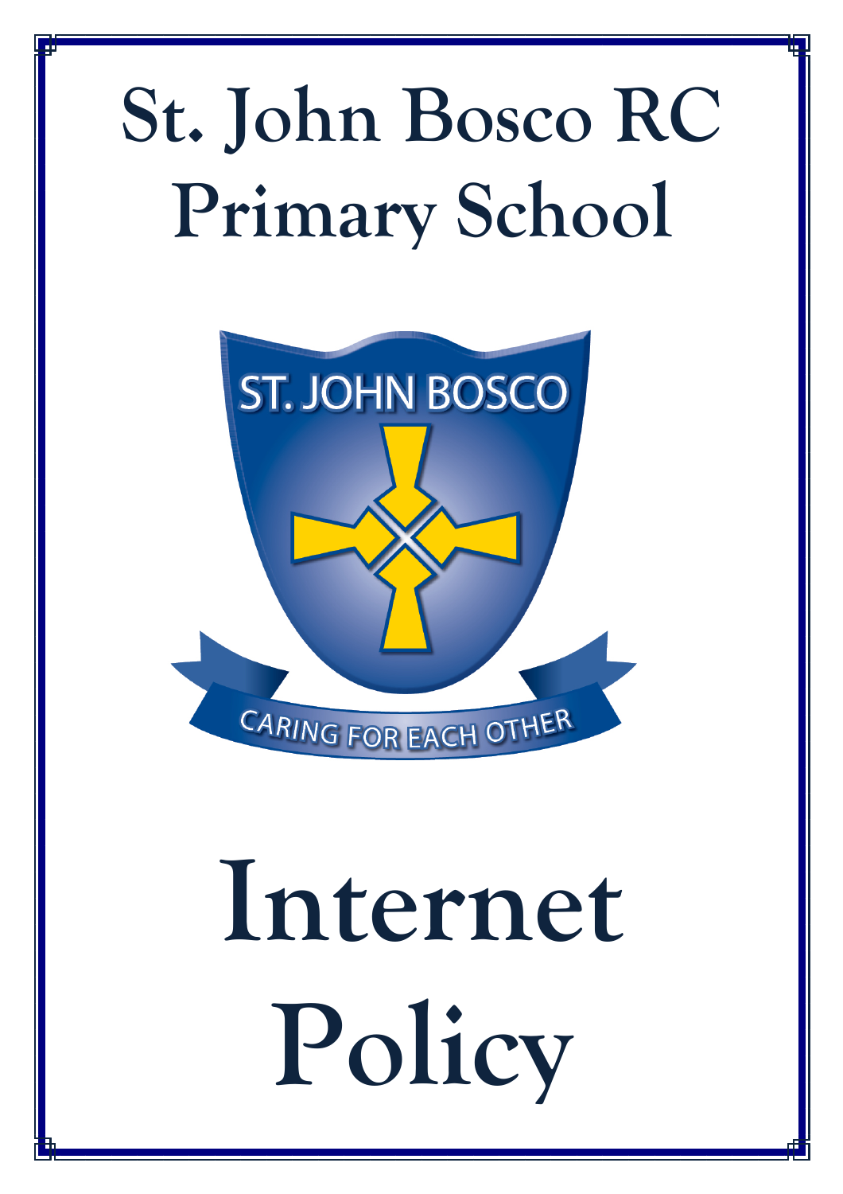# St. John Bosco RC Primary School

ST. JOHN BOSCO

CARING FOR EACH OTHER

# Internet Policy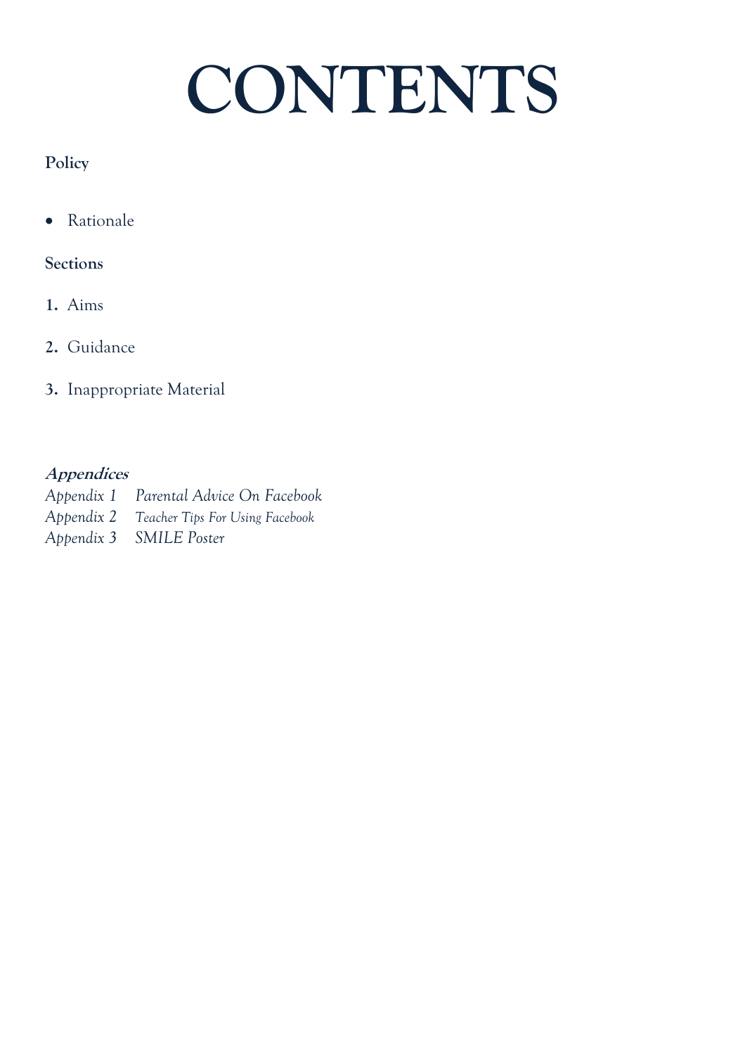# CONTENTS

**Policy**

- Rationale

**Sections**

1. Aims
2. Guidance
3. Inappropriate Material

***Appendices***

*Appendix 1 Parental Advice On Facebook*
*Appendix 2 Teacher Tips For Using Facebook*
*Appendix 3 SMILE Poster*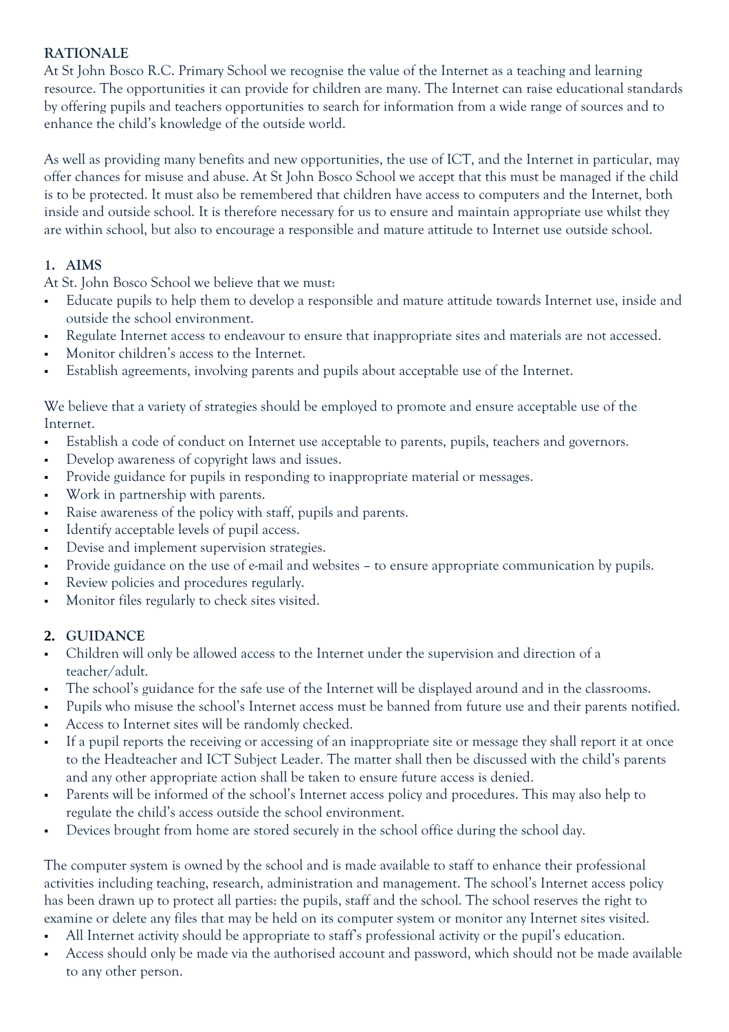## RATIONALE

At St John Bosco R.C. Primary School we recognise the value of the Internet as a teaching and learning resource. The opportunities it can provide for children are many. The Internet can raise educational standards by offering pupils and teachers opportunities to search for information from a wide range of sources and to enhance the child's knowledge of the outside world.

As well as providing many benefits and new opportunities, the use of ICT, and the Internet in particular, may offer chances for misuse and abuse. At St John Bosco School we accept that this must be managed if the child is to be protected. It must also be remembered that children have access to computers and the Internet, both inside and outside school. It is therefore necessary for us to ensure and maintain appropriate use whilst they are within school, but also to encourage a responsible and mature attitude to Internet use outside school.

## 1. AIMS

At St. John Bosco School we believe that we must:

- Educate pupils to help them to develop a responsible and mature attitude towards Internet use, inside and outside the school environment.
- Regulate Internet access to endeavour to ensure that inappropriate sites and materials are not accessed.
- Monitor children's access to the Internet.
- Establish agreements, involving parents and pupils about acceptable use of the Internet.

We believe that a variety of strategies should be employed to promote and ensure acceptable use of the Internet.

- Establish a code of conduct on Internet use acceptable to parents, pupils, teachers and governors.
- Develop awareness of copyright laws and issues.
- Provide guidance for pupils in responding to inappropriate material or messages.
- Work in partnership with parents.
- Raise awareness of the policy with staff, pupils and parents.
- Identify acceptable levels of pupil access.
- Devise and implement supervision strategies.
- Provide guidance on the use of e-mail and websites – to ensure appropriate communication by pupils.
- Review policies and procedures regularly.
- Monitor files regularly to check sites visited.

## 2. GUIDANCE

- Children will only be allowed access to the Internet under the supervision and direction of a teacher/adult.
- The school's guidance for the safe use of the Internet will be displayed around and in the classrooms.
- Pupils who misuse the school's Internet access must be banned from future use and their parents notified.
- Access to Internet sites will be randomly checked.
- If a pupil reports the receiving or accessing of an inappropriate site or message they shall report it at once to the Headteacher and ICT Subject Leader. The matter shall then be discussed with the child's parents and any other appropriate action shall be taken to ensure future access is denied.
- Parents will be informed of the school's Internet access policy and procedures. This may also help to regulate the child's access outside the school environment.
- Devices brought from home are stored securely in the school office during the school day.

The computer system is owned by the school and is made available to staff to enhance their professional activities including teaching, research, administration and management. The school's Internet access policy has been drawn up to protect all parties: the pupils, staff and the school. The school reserves the right to examine or delete any files that may be held on its computer system or monitor any Internet sites visited.

- All Internet activity should be appropriate to staff's professional activity or the pupil's education.
- Access should only be made via the authorised account and password, which should not be made available to any other person.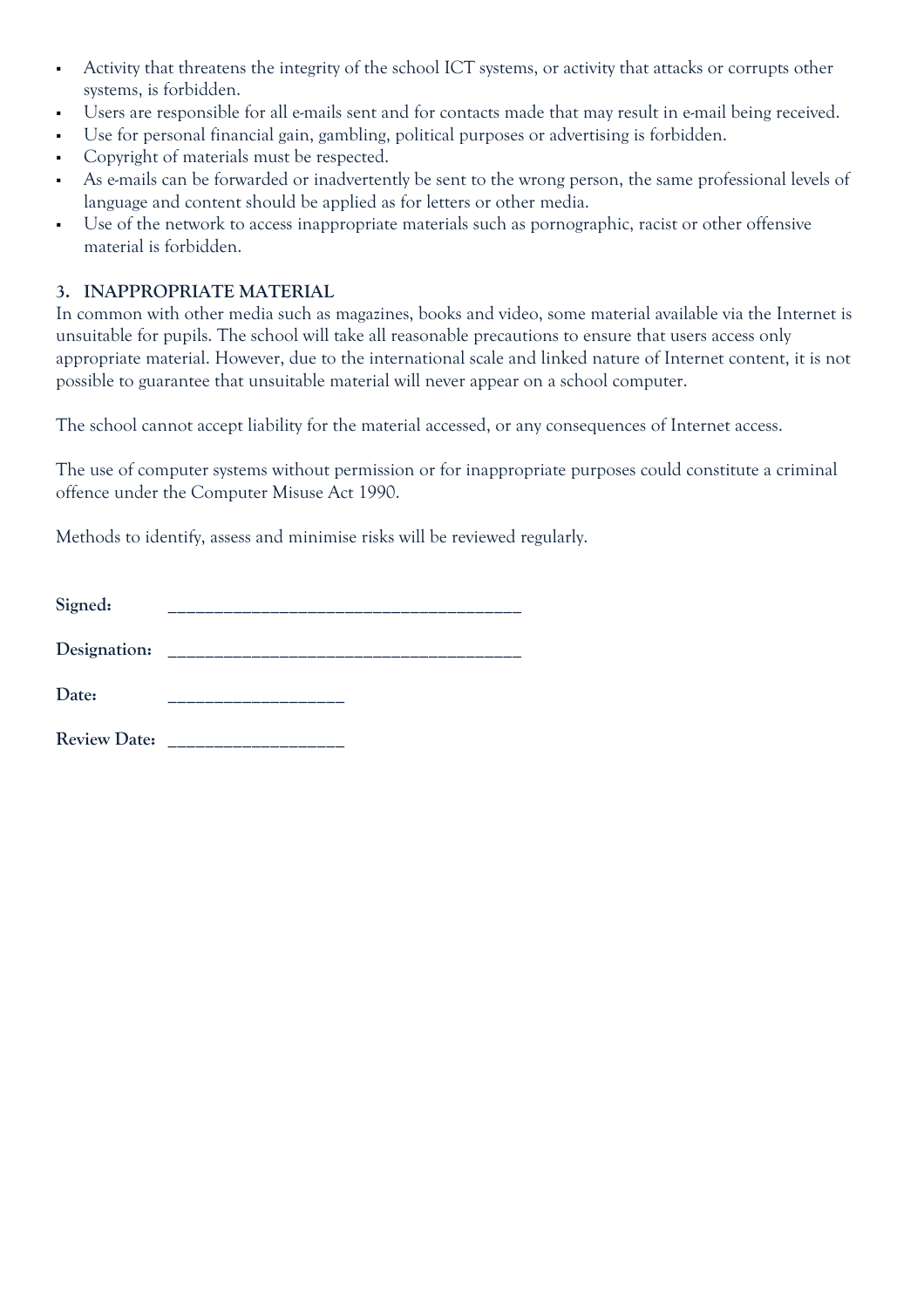- Activity that threatens the integrity of the school ICT systems, or activity that attacks or corrupts other systems, is forbidden.
- Users are responsible for all e-mails sent and for contacts made that may result in e-mail being received.
- Use for personal financial gain, gambling, political purposes or advertising is forbidden.
- Copyright of materials must be respected.
- As e-mails can be forwarded or inadvertently be sent to the wrong person, the same professional levels of language and content should be applied as for letters or other media.
- Use of the network to access inappropriate materials such as pornographic, racist or other offensive material is forbidden.

### 3. INAPPROPRIATE MATERIAL

In common with other media such as magazines, books and video, some material available via the Internet is unsuitable for pupils. The school will take all reasonable precautions to ensure that users access only appropriate material. However, due to the international scale and linked nature of Internet content, it is not possible to guarantee that unsuitable material will never appear on a school computer.

The school cannot accept liability for the material accessed, or any consequences of Internet access.

The use of computer systems without permission or for inappropriate purposes could constitute a criminal offence under the Computer Misuse Act 1990.

Methods to identify, assess and minimise risks will be reviewed regularly.

**Signed:** ______________________________________

**Designation:** ______________________________________

**Date:** ___________________

**Review Date:** ___________________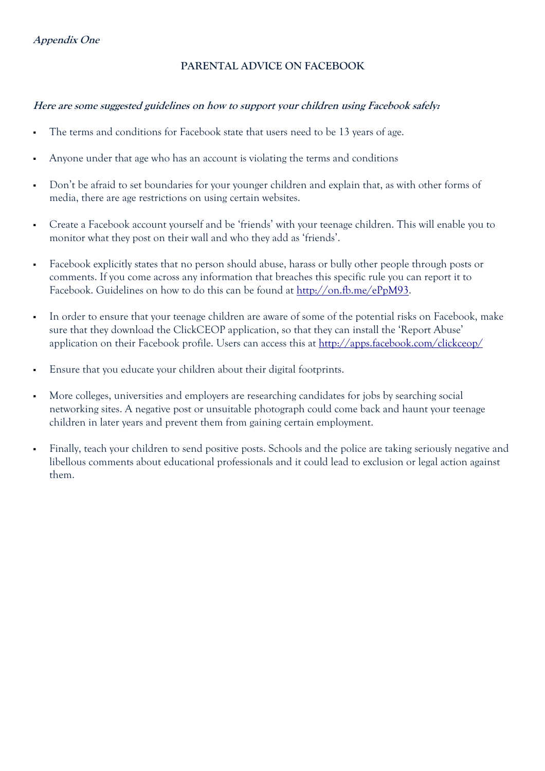***Appendix One***

## PARENTAL ADVICE ON FACEBOOK

***Here are some suggested guidelines on how to support your children using Facebook safely:***

- The terms and conditions for Facebook state that users need to be 13 years of age.
- Anyone under that age who has an account is violating the terms and conditions
- Don't be afraid to set boundaries for your younger children and explain that, as with other forms of media, there are age restrictions on using certain websites.
- Create a Facebook account yourself and be 'friends' with your teenage children. This will enable you to monitor what they post on their wall and who they add as 'friends'.
- Facebook explicitly states that no person should abuse, harass or bully other people through posts or comments. If you come across any information that breaches this specific rule you can report it to Facebook. Guidelines on how to do this can be found at [http://on.fb.me/ePpM93](http://on.fb.me/ePpM93).
- In order to ensure that your teenage children are aware of some of the potential risks on Facebook, make sure that they download the ClickCEOP application, so that they can install the 'Report Abuse' application on their Facebook profile. Users can access this at [http://apps.facebook.com/clickceop/](http://apps.facebook.com/clickceop/)
- Ensure that you educate your children about their digital footprints.
- More colleges, universities and employers are researching candidates for jobs by searching social networking sites. A negative post or unsuitable photograph could come back and haunt your teenage children in later years and prevent them from gaining certain employment.
- Finally, teach your children to send positive posts. Schools and the police are taking seriously negative and libellous comments about educational professionals and it could lead to exclusion or legal action against them.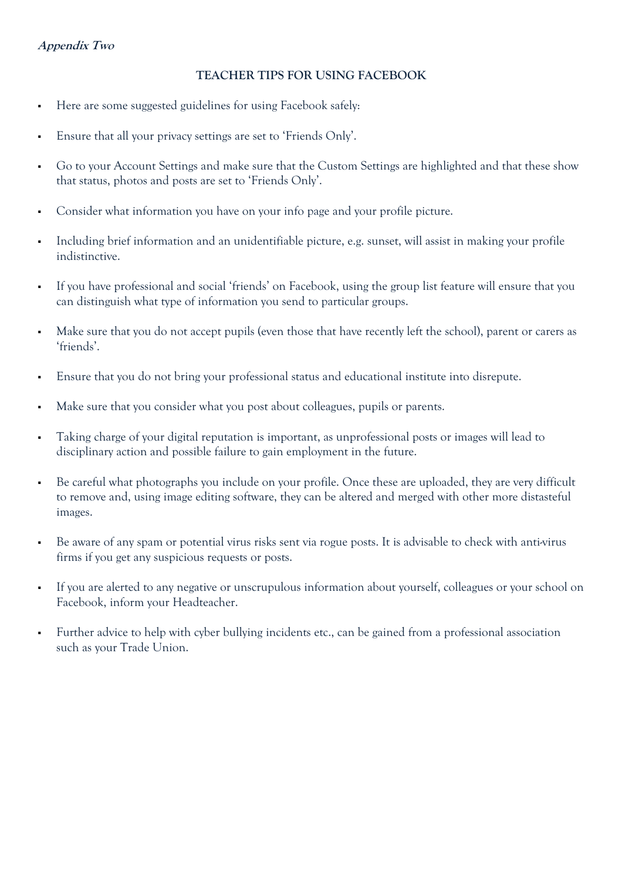***Appendix Two***

## TEACHER TIPS FOR USING FACEBOOK

- Here are some suggested guidelines for using Facebook safely:
- Ensure that all your privacy settings are set to 'Friends Only'.
- Go to your Account Settings and make sure that the Custom Settings are highlighted and that these show that status, photos and posts are set to 'Friends Only'.
- Consider what information you have on your info page and your profile picture.
- Including brief information and an unidentifiable picture, e.g. sunset, will assist in making your profile indistinctive.
- If you have professional and social 'friends' on Facebook, using the group list feature will ensure that you can distinguish what type of information you send to particular groups.
- Make sure that you do not accept pupils (even those that have recently left the school), parent or carers as 'friends'.
- Ensure that you do not bring your professional status and educational institute into disrepute.
- Make sure that you consider what you post about colleagues, pupils or parents.
- Taking charge of your digital reputation is important, as unprofessional posts or images will lead to disciplinary action and possible failure to gain employment in the future.
- Be careful what photographs you include on your profile. Once these are uploaded, they are very difficult to remove and, using image editing software, they can be altered and merged with other more distasteful images.
- Be aware of any spam or potential virus risks sent via rogue posts. It is advisable to check with anti-virus firms if you get any suspicious requests or posts.
- If you are alerted to any negative or unscrupulous information about yourself, colleagues or your school on Facebook, inform your Headteacher.
- Further advice to help with cyber bullying incidents etc., can be gained from a professional association such as your Trade Union.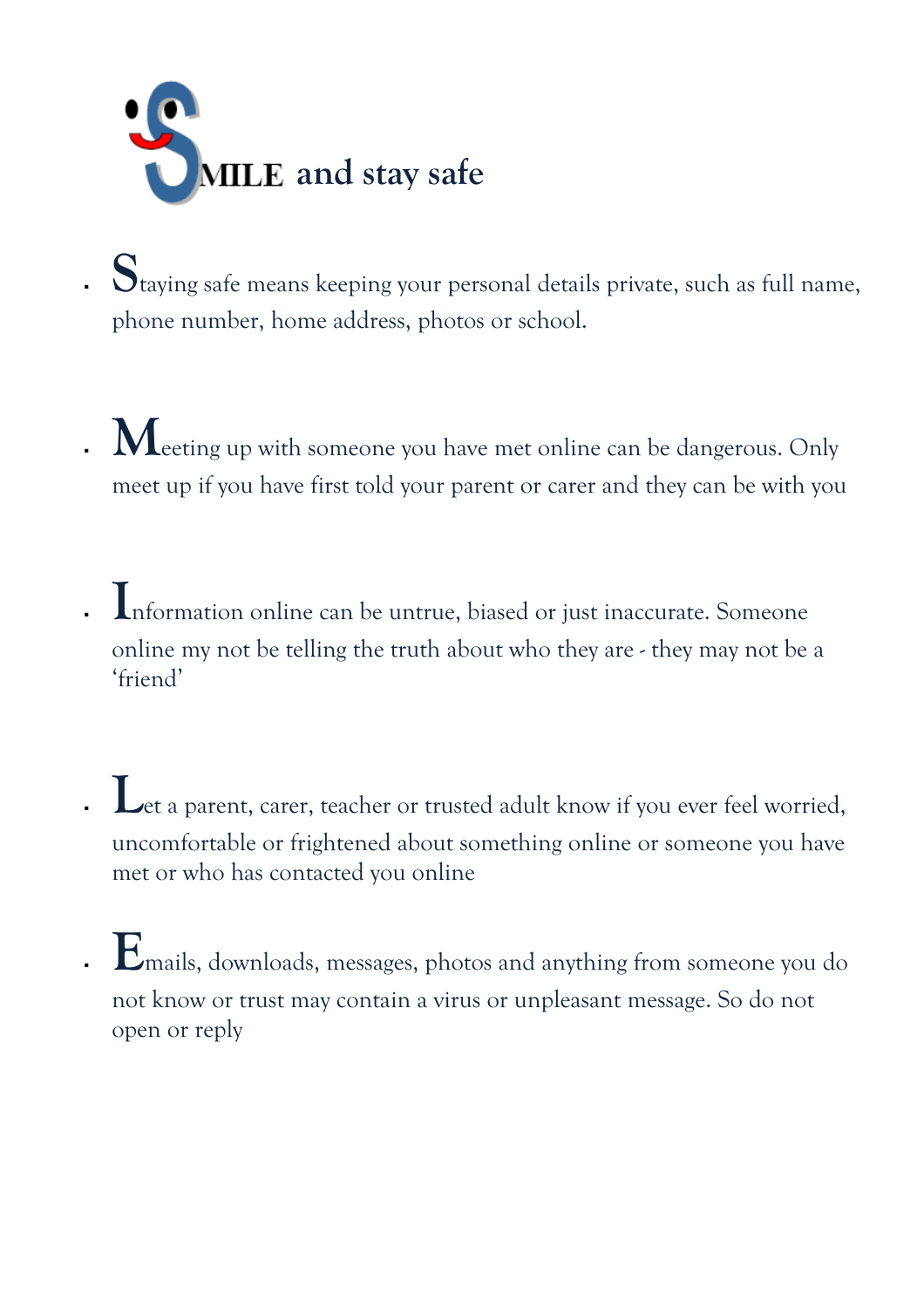# SMILE and stay safe

- **S**taying safe means keeping your personal details private, such as full name, phone number, home address, photos or school.

- **M**eeting up with someone you have met online can be dangerous. Only meet up if you have first told your parent or carer and they can be with you

- **I**nformation online can be untrue, biased or just inaccurate. Someone online my not be telling the truth about who they are - they may not be a 'friend'

- **L**et a parent, carer, teacher or trusted adult know if you ever feel worried, uncomfortable or frightened about something online or someone you have met or who has contacted you online

- **E**mails, downloads, messages, photos and anything from someone you do not know or trust may contain a virus or unpleasant message. So do not open or reply